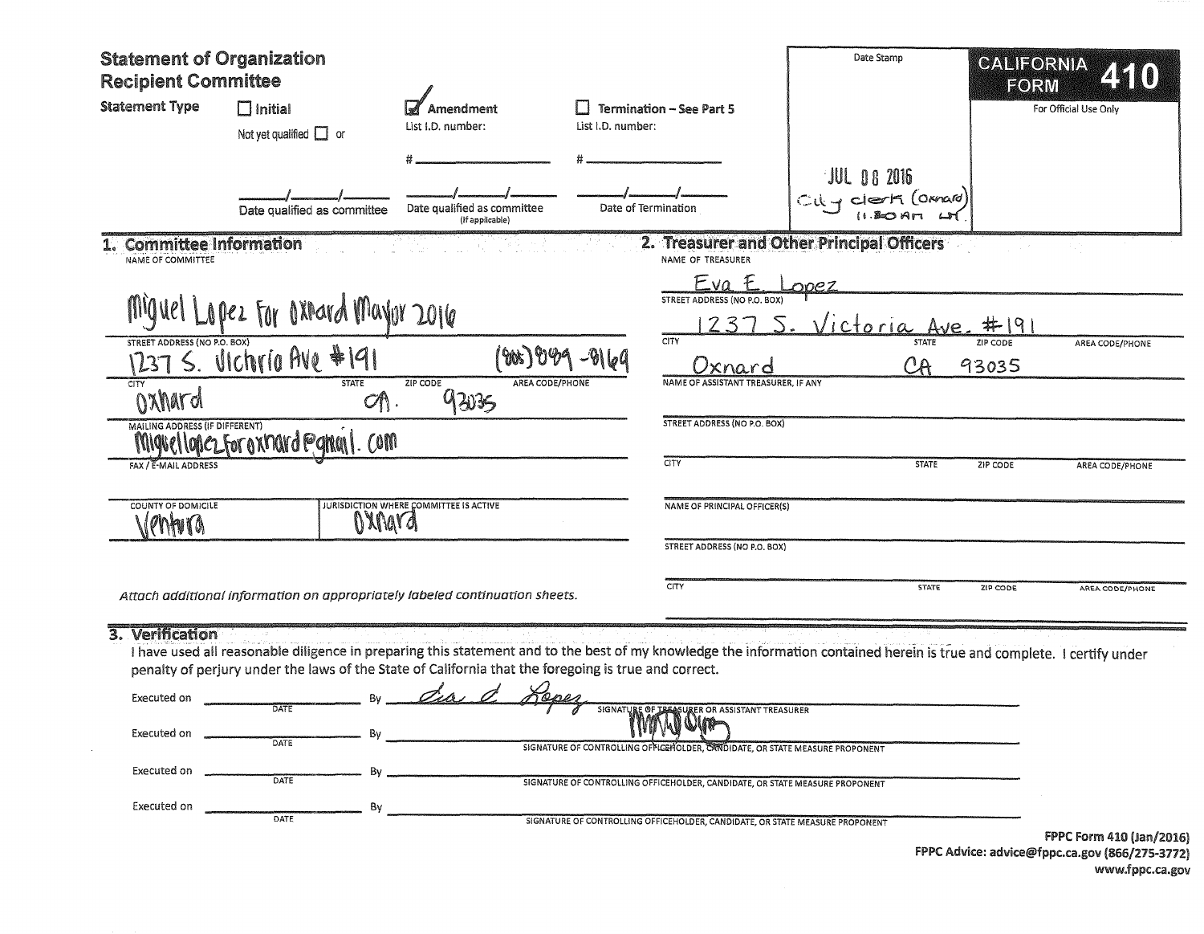# Statement of Organization
## Recipient Committee

**CALIFORNIA FORM 410**

For Official Use Only

Date Stamp

JUL 08 2016
City clerk (Oxnard)
11:30 AM

**Statement Type**

- ☐ Initial — Not yet qualified ☐ or ____/____/____ Date qualified as committee
- ☑ Amendment — List I.D. number: # ______ — ____/____/____ Date qualified as committee (if applicable)
- ☐ Termination – See Part 5 — List I.D. number: # ______ — ____/____/____ Date of Termination

## 1. Committee Information

NAME OF COMMITTEE
Miguel Lopez For Oxnard Mayor 2016

STREET ADDRESS (NO P.O. BOX)
1237 S. Victoria Ave #191

AREA CODE/PHONE
(805) 889-8169

CITY
Oxnard

STATE
CA.

ZIP CODE
93035

MAILING ADDRESS (IF DIFFERENT)
miguellopezforoxnard@gmail.com

FAX / E-MAIL ADDRESS

COUNTY OF DOMICILE
Ventura

JURISDICTION WHERE COMMITTEE IS ACTIVE
Oxnard

*Attach additional information on appropriately labeled continuation sheets.*

## 2. Treasurer and Other Principal Officers

NAME OF TREASURER
Eva E. Lopez

STREET ADDRESS (NO P.O. BOX)
1237 S. Victoria Ave. #191

CITY
Oxnard

STATE
CA

ZIP CODE
93035

AREA CODE/PHONE

NAME OF ASSISTANT TREASURER, IF ANY

STREET ADDRESS (NO P.O. BOX)

CITY | STATE | ZIP CODE | AREA CODE/PHONE

NAME OF PRINCIPAL OFFICER(S)

STREET ADDRESS (NO P.O. BOX)

CITY | STATE | ZIP CODE | AREA CODE/PHONE

## 3. Verification

I have used all reasonable diligence in preparing this statement and to the best of my knowledge the information contained herein is true and complete. I certify under penalty of perjury under the laws of the State of California that the foregoing is true and correct.

Executed on ______ DATE By Eva E. Lopez — SIGNATURE OF TREASURER OR ASSISTANT TREASURER

Executed on ______ DATE By [signature] — SIGNATURE OF CONTROLLING OFFICEHOLDER, CANDIDATE, OR STATE MEASURE PROPONENT

Executed on ______ DATE By ______ SIGNATURE OF CONTROLLING OFFICEHOLDER, CANDIDATE, OR STATE MEASURE PROPONENT

Executed on ______ DATE By ______ SIGNATURE OF CONTROLLING OFFICEHOLDER, CANDIDATE, OR STATE MEASURE PROPONENT

FPPC Form 410 (Jan/2016)
FPPC Advice: advice@fppc.ca.gov (866/275-3772)
www.fppc.ca.gov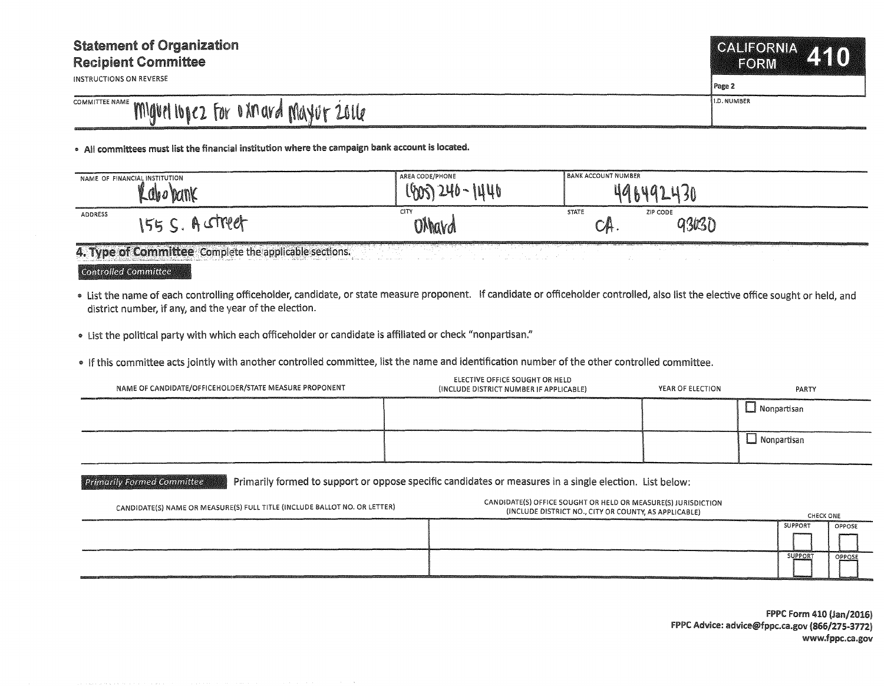# Statement of Organization
## Recipient Committee

INSTRUCTIONS ON REVERSE

**CALIFORNIA FORM 410**

Page 2

| COMMITTEE NAME | I.D. NUMBER |
|---|---|
| Miguel lopez For oxnard Mayor 2016 | |

- **All committees must list the financial institution where the campaign bank account is located.**

| NAME OF FINANCIAL INSTITUTION | AREA CODE/PHONE | BANK ACCOUNT NUMBER | |
|---|---|---|---|
| Rabobank | (805) 240-1440 | 49649243O | |
| **ADDRESS** | **CITY** | **STATE** | **ZIP CODE** |
| 155 S. A street | Oxnard | CA. | 93030 |

## 4. Type of Committee Complete the applicable sections.

*Controlled Committee*

- List the name of each controlling officeholder, candidate, or state measure proponent. If candidate or officeholder controlled, also list the elective office sought or held, and district number, if any, and the year of the election.
- List the political party with which each officeholder or candidate is affiliated or check "nonpartisan."
- If this committee acts jointly with another controlled committee, list the name and identification number of the other controlled committee.

| NAME OF CANDIDATE/OFFICEHOLDER/STATE MEASURE PROPONENT | ELECTIVE OFFICE SOUGHT OR HELD (INCLUDE DISTRICT NUMBER IF APPLICABLE) | YEAR OF ELECTION | PARTY |
|---|---|---|---|
| | | | ☐ Nonpartisan |
| | | | ☐ Nonpartisan |

*Primarily Formed Committee* Primarily formed to support or oppose specific candidates or measures in a single election. List below:

| CANDIDATE(S) NAME OR MEASURE(S) FULL TITLE (INCLUDE BALLOT NO. OR LETTER) | CANDIDATE(S) OFFICE SOUGHT OR HELD OR MEASURE(S) JURISDICTION (INCLUDE DISTRICT NO., CITY OR COUNTY, AS APPLICABLE) | CHECK ONE: SUPPORT | OPPOSE |
|---|---|---|---|
| | | ☐ | ☐ |
| | | ☐ | ☐ |

FPPC Form 410 (Jan/2016)
FPPC Advice: advice@fppc.ca.gov (866/275-3772)
www.fppc.ca.gov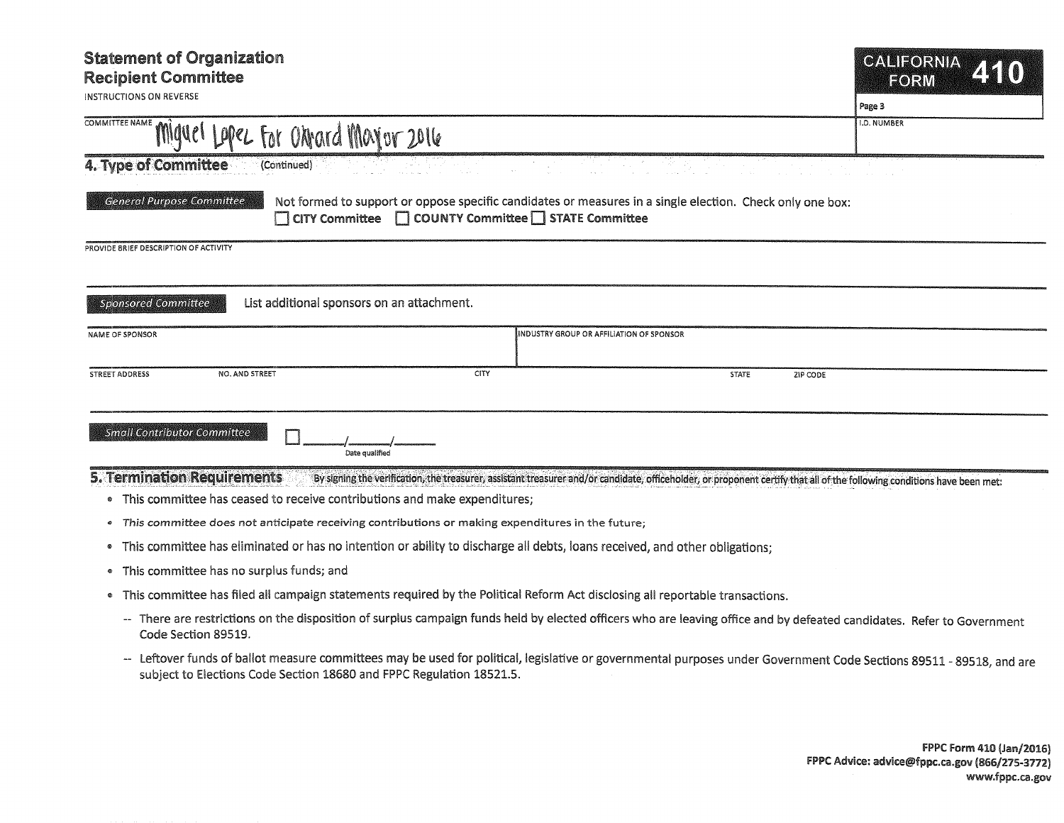# Statement of Organization Recipient Committee

INSTRUCTIONS ON REVERSE

**CALIFORNIA FORM 410**

Page 3

COMMITTEE NAME: Miguel Lopez For Oxnard Mayor 2016

I.D. NUMBER

## 4. Type of Committee (Continued)

**General Purpose Committee** — Not formed to support or oppose specific candidates or measures in a single election. Check only one box:

☐ CITY Committee ☐ COUNTY Committee ☐ STATE Committee

PROVIDE BRIEF DESCRIPTION OF ACTIVITY

**Sponsored Committee** — List additional sponsors on an attachment.

| NAME OF SPONSOR | INDUSTRY GROUP OR AFFILIATION OF SPONSOR |
|---|---|
| | |

| STREET ADDRESS (NO. AND STREET) | CITY | STATE | ZIP CODE |
|---|---|---|---|
| | | | |

**Small Contributor Committee** ☐ ____/____/____ Date qualified

## 5. Termination Requirements

By signing the verification, the treasurer, assistant treasurer and/or candidate, officeholder, or proponent certify that all of the following conditions have been met:

- This committee has ceased to receive contributions and make expenditures;
- *This committee does not anticipate receiving contributions or making expenditures in the future;*
- This committee has eliminated or has no intention or ability to discharge all debts, loans received, and other obligations;
- This committee has no surplus funds; and
- This committee has filed all campaign statements required by the Political Reform Act disclosing all reportable transactions.
  - -- There are restrictions on the disposition of surplus campaign funds held by elected officers who are leaving office and by defeated candidates. Refer to Government Code Section 89519.
  - -- Leftover funds of ballot measure committees may be used for political, legislative or governmental purposes under Government Code Sections 89511 - 89518, and are subject to Elections Code Section 18680 and FPPC Regulation 18521.5.

FPPC Form 410 (Jan/2016)
FPPC Advice: advice@fppc.ca.gov (866/275-3772)
www.fppc.ca.gov